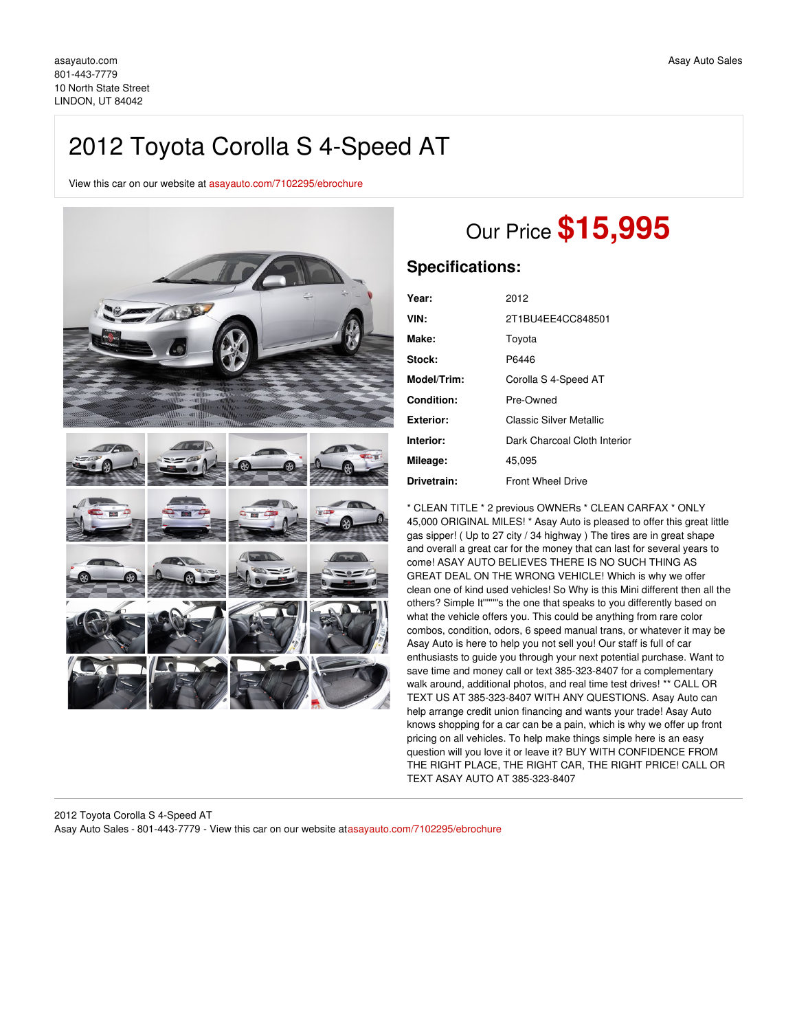asayauto.com
801-443-7779
10 North State Street
LINDON, UT 84042

Asay Auto Sales

# 2012 Toyota Corolla S 4-Speed AT

View this car on our website at asayauto.com/7102295/ebrochure

## Our Price **$15,995**

### Specifications:

| | |
|---|---|
| **Year:** | 2012 |
| **VIN:** | 2T1BU4EE4CC848501 |
| **Make:** | Toyota |
| **Stock:** | P6446 |
| **Model/Trim:** | Corolla S 4-Speed AT |
| **Condition:** | Pre-Owned |
| **Exterior:** | Classic Silver Metallic |
| **Interior:** | Dark Charcoal Cloth Interior |
| **Mileage:** | 45,095 |
| **Drivetrain:** | Front Wheel Drive |

* CLEAN TITLE * 2 previous OWNERs * CLEAN CARFAX * ONLY 45,000 ORIGINAL MILES! * Asay Auto is pleased to offer this great little gas sipper! ( Up to 27 city / 34 highway ) The tires are in great shape and overall a great car for the money that can last for several years to come! ASAY AUTO BELIEVES THERE IS NO SUCH THING AS GREAT DEAL ON THE WRONG VEHICLE! Which is why we offer clean one of kind used vehicles! So Why is this Mini different then all the others? Simple It""""s the one that speaks to you differently based on what the vehicle offers you. This could be anything from rare color combos, condition, odors, 6 speed manual trans, or whatever it may be Asay Auto is here to help you not sell you! Our staff is full of car enthusiasts to guide you through your next potential purchase. Want to save time and money call or text 385-323-8407 for a complementary walk around, additional photos, and real time test drives! ** CALL OR TEXT US AT 385-323-8407 WITH ANY QUESTIONS. Asay Auto can help arrange credit union financing and wants your trade! Asay Auto knows shopping for a car can be a pain, which is why we offer up front pricing on all vehicles. To help make things simple here is an easy question will you love it or leave it? BUY WITH CONFIDENCE FROM THE RIGHT PLACE, THE RIGHT CAR, THE RIGHT PRICE! CALL OR TEXT ASAY AUTO AT 385-323-8407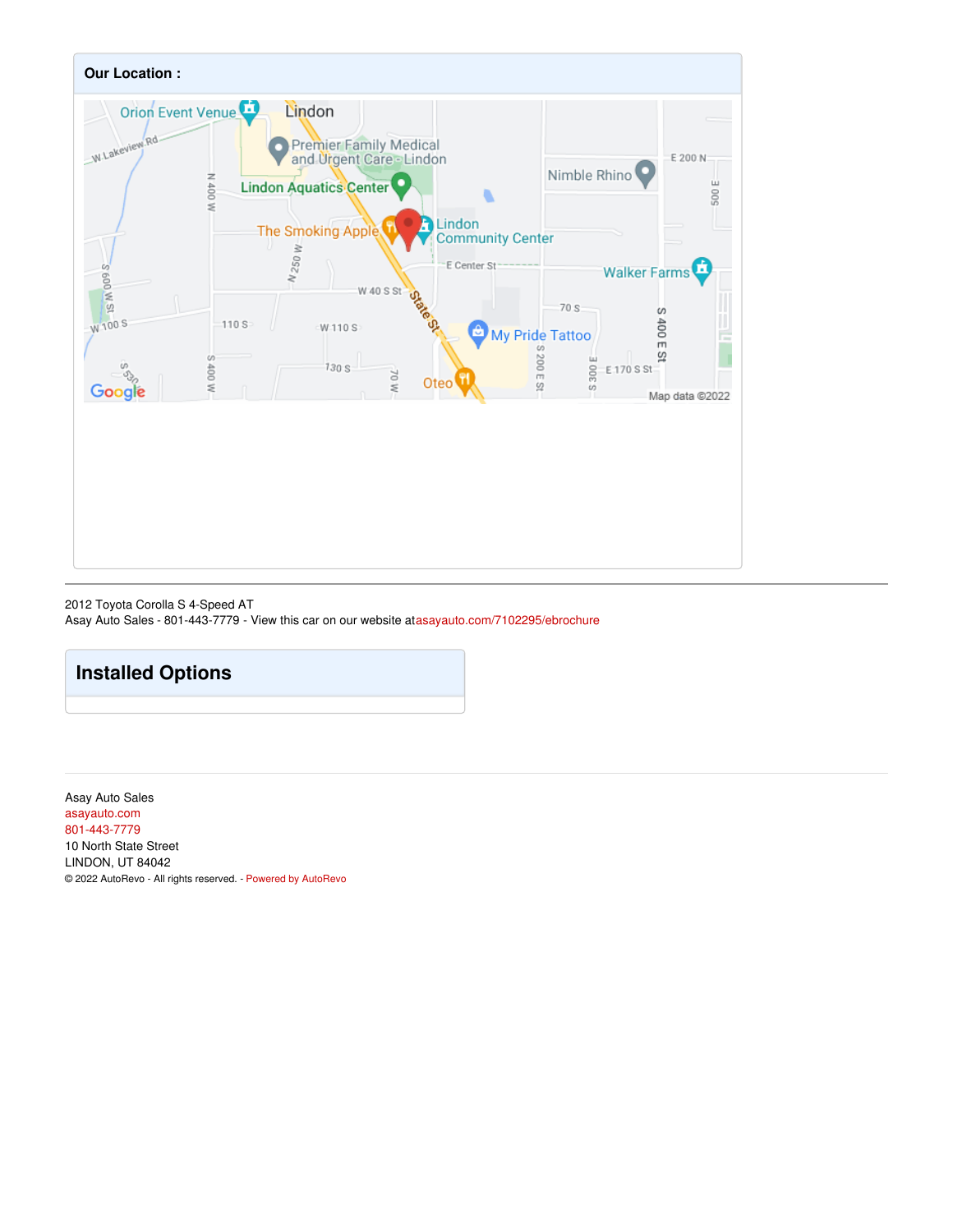**Our Location :**

2012 Toyota Corolla S 4-Speed AT
Asay Auto Sales - 801-443-7779 - View this car on our website atasayauto.com/7102295/ebrochure

## Installed Options

Asay Auto Sales
asayauto.com
801-443-7779
10 North State Street
LINDON, UT 84042
© 2022 AutoRevo - All rights reserved. - Powered by AutoRevo